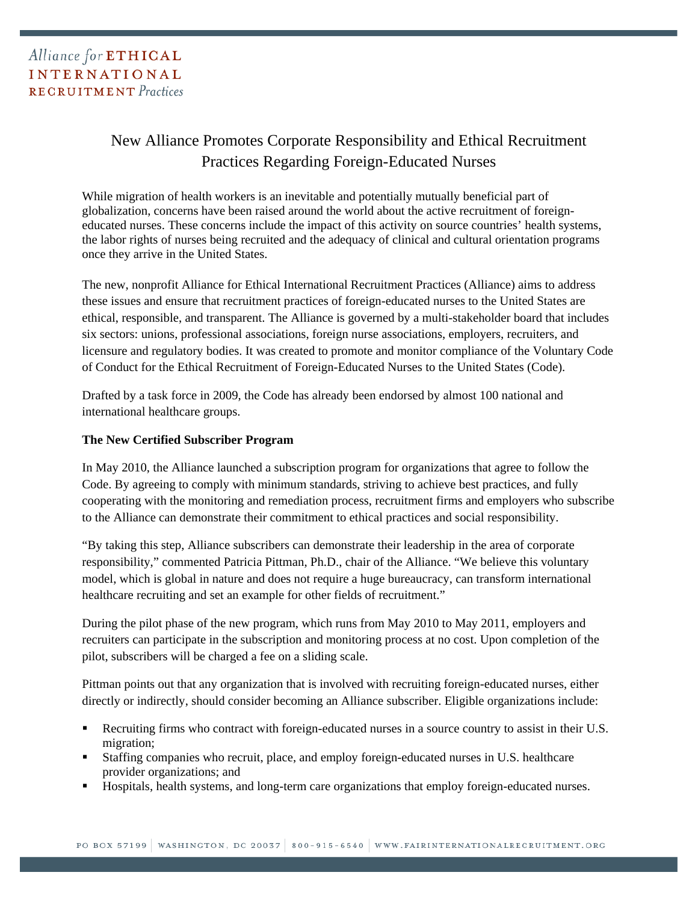Alliance for ETHICAL INTERNATIONAL RECRUITMENT Practices

# New Alliance Promotes Corporate Responsibility and Ethical Recruitment Practices Regarding Foreign-Educated Nurses

While migration of health workers is an inevitable and potentially mutually beneficial part of globalization, concerns have been raised around the world about the active recruitment of foreign-educated nurses. These concerns include the impact of this activity on source countries' health systems, the labor rights of nurses being recruited and the adequacy of clinical and cultural orientation programs once they arrive in the United States.

The new, nonprofit Alliance for Ethical International Recruitment Practices (Alliance) aims to address these issues and ensure that recruitment practices of foreign-educated nurses to the United States are ethical, responsible, and transparent. The Alliance is governed by a multi-stakeholder board that includes six sectors: unions, professional associations, foreign nurse associations, employers, recruiters, and licensure and regulatory bodies. It was created to promote and monitor compliance of the Voluntary Code of Conduct for the Ethical Recruitment of Foreign-Educated Nurses to the United States (Code).

Drafted by a task force in 2009, the Code has already been endorsed by almost 100 national and international healthcare groups.

**The New Certified Subscriber Program**

In May 2010, the Alliance launched a subscription program for organizations that agree to follow the Code. By agreeing to comply with minimum standards, striving to achieve best practices, and fully cooperating with the monitoring and remediation process, recruitment firms and employers who subscribe to the Alliance can demonstrate their commitment to ethical practices and social responsibility.

"By taking this step, Alliance subscribers can demonstrate their leadership in the area of corporate responsibility," commented Patricia Pittman, Ph.D., chair of the Alliance. "We believe this voluntary model, which is global in nature and does not require a huge bureaucracy, can transform international healthcare recruiting and set an example for other fields of recruitment."

During the pilot phase of the new program, which runs from May 2010 to May 2011, employers and recruiters can participate in the subscription and monitoring process at no cost. Upon completion of the pilot, subscribers will be charged a fee on a sliding scale.

Pittman points out that any organization that is involved with recruiting foreign-educated nurses, either directly or indirectly, should consider becoming an Alliance subscriber. Eligible organizations include:

- Recruiting firms who contract with foreign-educated nurses in a source country to assist in their U.S. migration;
- Staffing companies who recruit, place, and employ foreign-educated nurses in U.S. healthcare provider organizations; and
- Hospitals, health systems, and long-term care organizations that employ foreign-educated nurses.

PO BOX 57199 | WASHINGTON, DC 20037 | 800-915-6540 | WWW.FAIRINTERNATIONALRECRUITMENT.ORG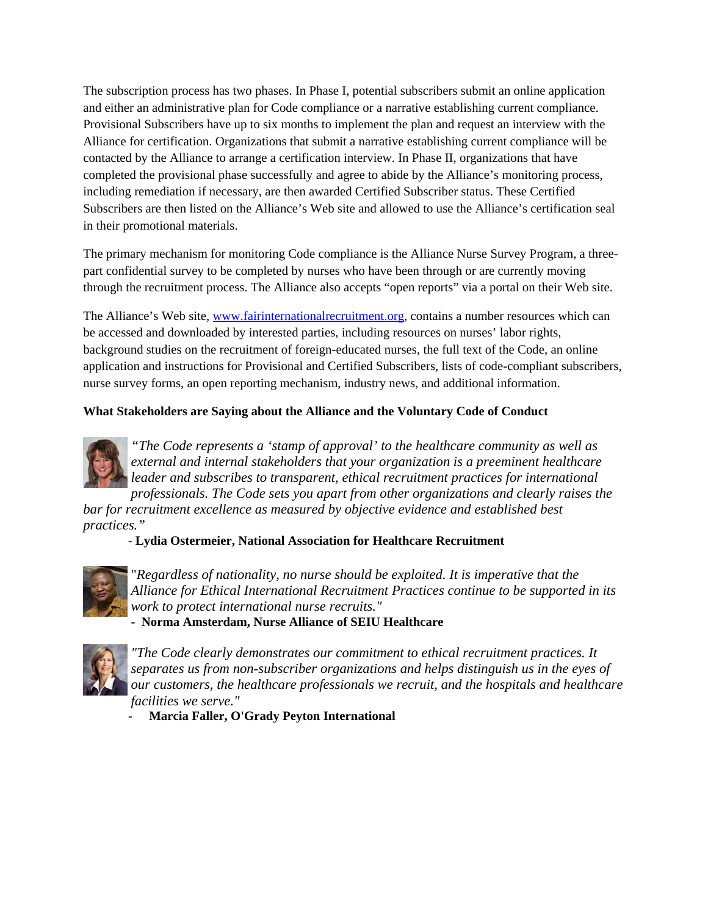The subscription process has two phases. In Phase I, potential subscribers submit an online application and either an administrative plan for Code compliance or a narrative establishing current compliance. Provisional Subscribers have up to six months to implement the plan and request an interview with the Alliance for certification. Organizations that submit a narrative establishing current compliance will be contacted by the Alliance to arrange a certification interview. In Phase II, organizations that have completed the provisional phase successfully and agree to abide by the Alliance's monitoring process, including remediation if necessary, are then awarded Certified Subscriber status. These Certified Subscribers are then listed on the Alliance's Web site and allowed to use the Alliance's certification seal in their promotional materials.

The primary mechanism for monitoring Code compliance is the Alliance Nurse Survey Program, a three-part confidential survey to be completed by nurses who have been through or are currently moving through the recruitment process. The Alliance also accepts "open reports" via a portal on their Web site.

The Alliance's Web site, [www.fairinternationalrecruitment.org](http://www.fairinternationalrecruitment.org), contains a number resources which can be accessed and downloaded by interested parties, including resources on nurses' labor rights, background studies on the recruitment of foreign-educated nurses, the full text of the Code, an online application and instructions for Provisional and Certified Subscribers, lists of code-compliant subscribers, nurse survey forms, an open reporting mechanism, industry news, and additional information.

**What Stakeholders are Saying about the Alliance and the Voluntary Code of Conduct**

*"The Code represents a 'stamp of approval' to the healthcare community as well as external and internal stakeholders that your organization is a preeminent healthcare leader and subscribes to transparent, ethical recruitment practices for international professionals. The Code sets you apart from other organizations and clearly raises the bar for recruitment excellence as measured by objective evidence and established best practices."*

- **Lydia Ostermeier, National Association for Healthcare Recruitment**

"*Regardless of nationality, no nurse should be exploited. It is imperative that the Alliance for Ethical International Recruitment Practices continue to be supported in its work to protect international nurse recruits."*

- **Norma Amsterdam, Nurse Alliance of SEIU Healthcare**

*"The Code clearly demonstrates our commitment to ethical recruitment practices. It separates us from non-subscriber organizations and helps distinguish us in the eyes of our customers, the healthcare professionals we recruit, and the hospitals and healthcare facilities we serve."*

- **Marcia Faller, O'Grady Peyton International**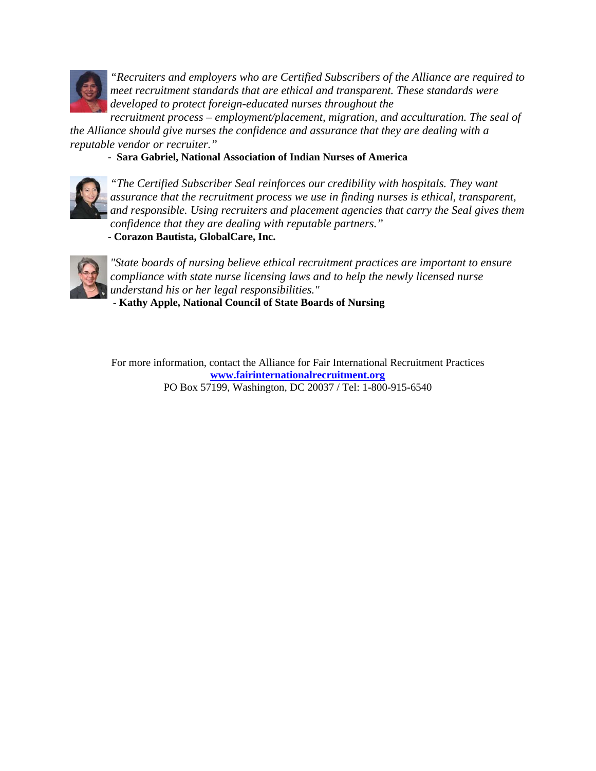*“Recruiters and employers who are Certified Subscribers of the Alliance are required to meet recruitment standards that are ethical and transparent. These standards were developed to protect foreign-educated nurses throughout the recruitment process – employment/placement, migration, and acculturation. The seal of the Alliance should give nurses the confidence and assurance that they are dealing with a reputable vendor or recruiter.”*

**- Sara Gabriel, National Association of Indian Nurses of America**

*“The Certified Subscriber Seal reinforces our credibility with hospitals. They want assurance that the recruitment process we use in finding nurses is ethical, transparent, and responsible. Using recruiters and placement agencies that carry the Seal gives them confidence that they are dealing with reputable partners.”*

**- Corazon Bautista, GlobalCare, Inc.**

*"State boards of nursing believe ethical recruitment practices are important to ensure compliance with state nurse licensing laws and to help the newly licensed nurse understand his or her legal responsibilities."*

**- Kathy Apple, National Council of State Boards of Nursing**

For more information, contact the Alliance for Fair International Recruitment Practices
**www.fairinternationalrecruitment.org**
PO Box 57199, Washington, DC 20037 / Tel: 1-800-915-6540